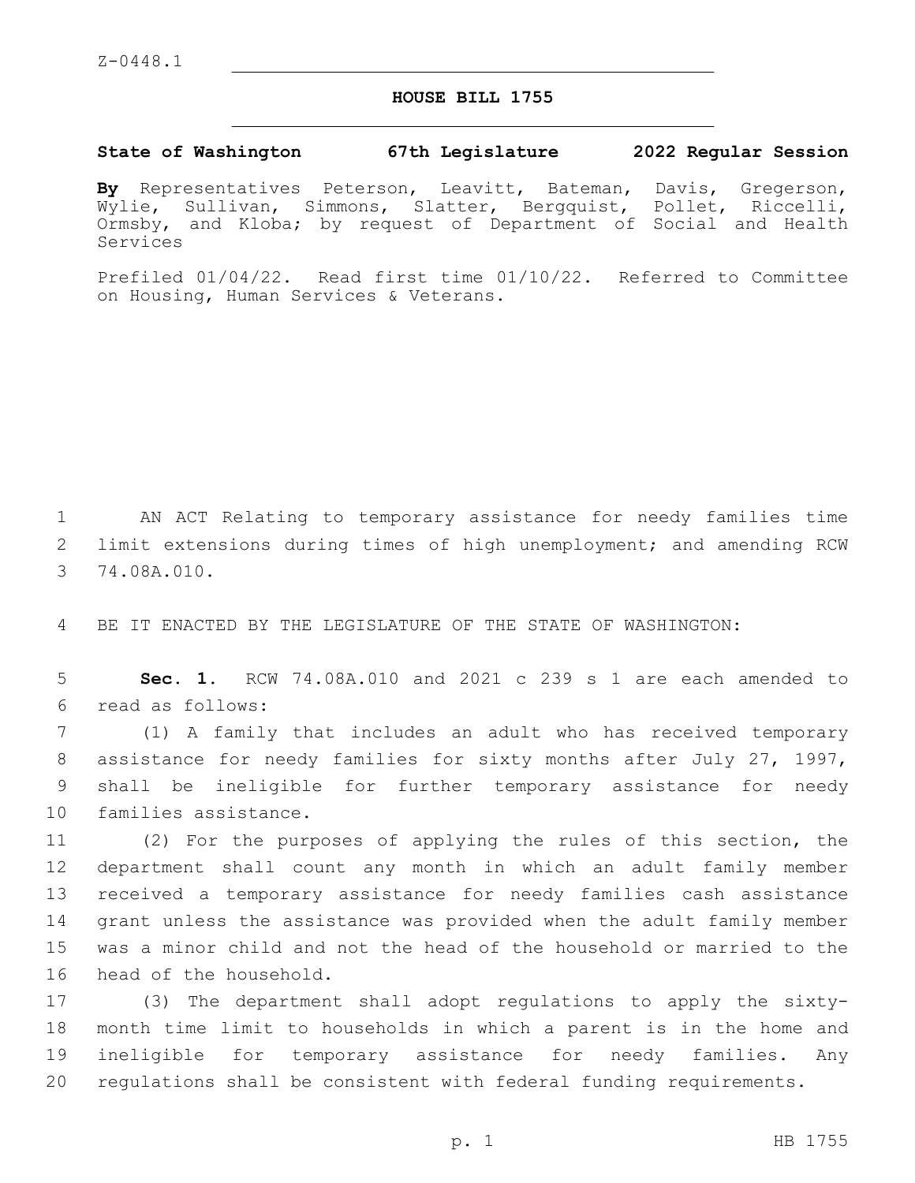Z-0448.1

# HOUSE BILL 1755

**State of Washington 67th Legislature 2022 Regular Session**

**By** Representatives Peterson, Leavitt, Bateman, Davis, Gregerson, Wylie, Sullivan, Simmons, Slatter, Bergquist, Pollet, Riccelli, Ormsby, and Kloba; by request of Department of Social and Health Services

Prefiled 01/04/22. Read first time 01/10/22. Referred to Committee on Housing, Human Services & Veterans.

AN ACT Relating to temporary assistance for needy families time limit extensions during times of high unemployment; and amending RCW 74.08A.010.

BE IT ENACTED BY THE LEGISLATURE OF THE STATE OF WASHINGTON:

**Sec. 1.** RCW 74.08A.010 and 2021 c 239 s 1 are each amended to read as follows:

(1) A family that includes an adult who has received temporary assistance for needy families for sixty months after July 27, 1997, shall be ineligible for further temporary assistance for needy families assistance.

(2) For the purposes of applying the rules of this section, the department shall count any month in which an adult family member received a temporary assistance for needy families cash assistance grant unless the assistance was provided when the adult family member was a minor child and not the head of the household or married to the head of the household.

(3) The department shall adopt regulations to apply the sixty-month time limit to households in which a parent is in the home and ineligible for temporary assistance for needy families. Any regulations shall be consistent with federal funding requirements.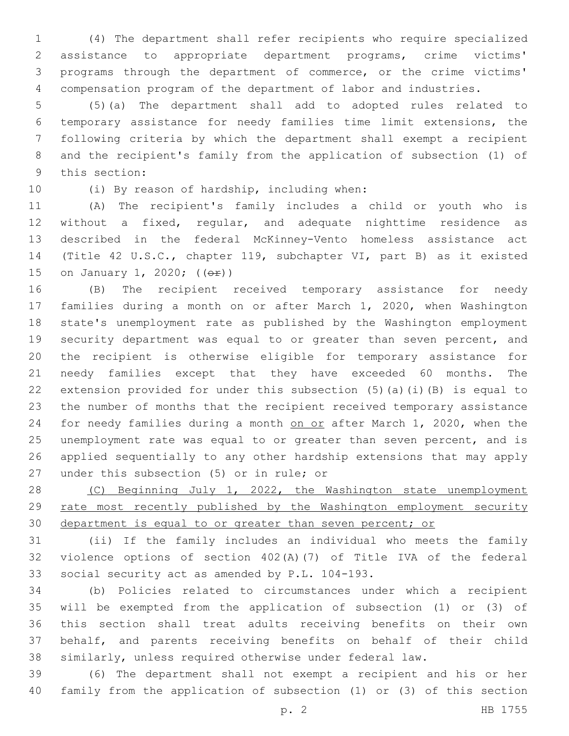(4) The department shall refer recipients who require specialized assistance to appropriate department programs, crime victims' programs through the department of commerce, or the crime victims' compensation program of the department of labor and industries.

(5)(a) The department shall add to adopted rules related to temporary assistance for needy families time limit extensions, the following criteria by which the department shall exempt a recipient and the recipient's family from the application of subsection (1) of this section:

(i) By reason of hardship, including when:

(A) The recipient's family includes a child or youth who is without a fixed, regular, and adequate nighttime residence as described in the federal McKinney-Vento homeless assistance act (Title 42 U.S.C., chapter 119, subchapter VI, part B) as it existed on January 1, 2020; ((~~or~~))

(B) The recipient received temporary assistance for needy families during a month on or after March 1, 2020, when Washington state's unemployment rate as published by the Washington employment security department was equal to or greater than seven percent, and the recipient is otherwise eligible for temporary assistance for needy families except that they have exceeded 60 months. The extension provided for under this subsection (5)(a)(i)(B) is equal to the number of months that the recipient received temporary assistance for needy families during a month <u>on or</u> after March 1, 2020, when the unemployment rate was equal to or greater than seven percent, and is applied sequentially to any other hardship extensions that may apply under this subsection (5) or in rule; or

<u>(C) Beginning July 1, 2022, the Washington state unemployment rate most recently published by the Washington employment security department is equal to or greater than seven percent; or</u>

(ii) If the family includes an individual who meets the family violence options of section 402(A)(7) of Title IVA of the federal social security act as amended by P.L. 104-193.

(b) Policies related to circumstances under which a recipient will be exempted from the application of subsection (1) or (3) of this section shall treat adults receiving benefits on their own behalf, and parents receiving benefits on behalf of their child similarly, unless required otherwise under federal law.

(6) The department shall not exempt a recipient and his or her family from the application of subsection (1) or (3) of this section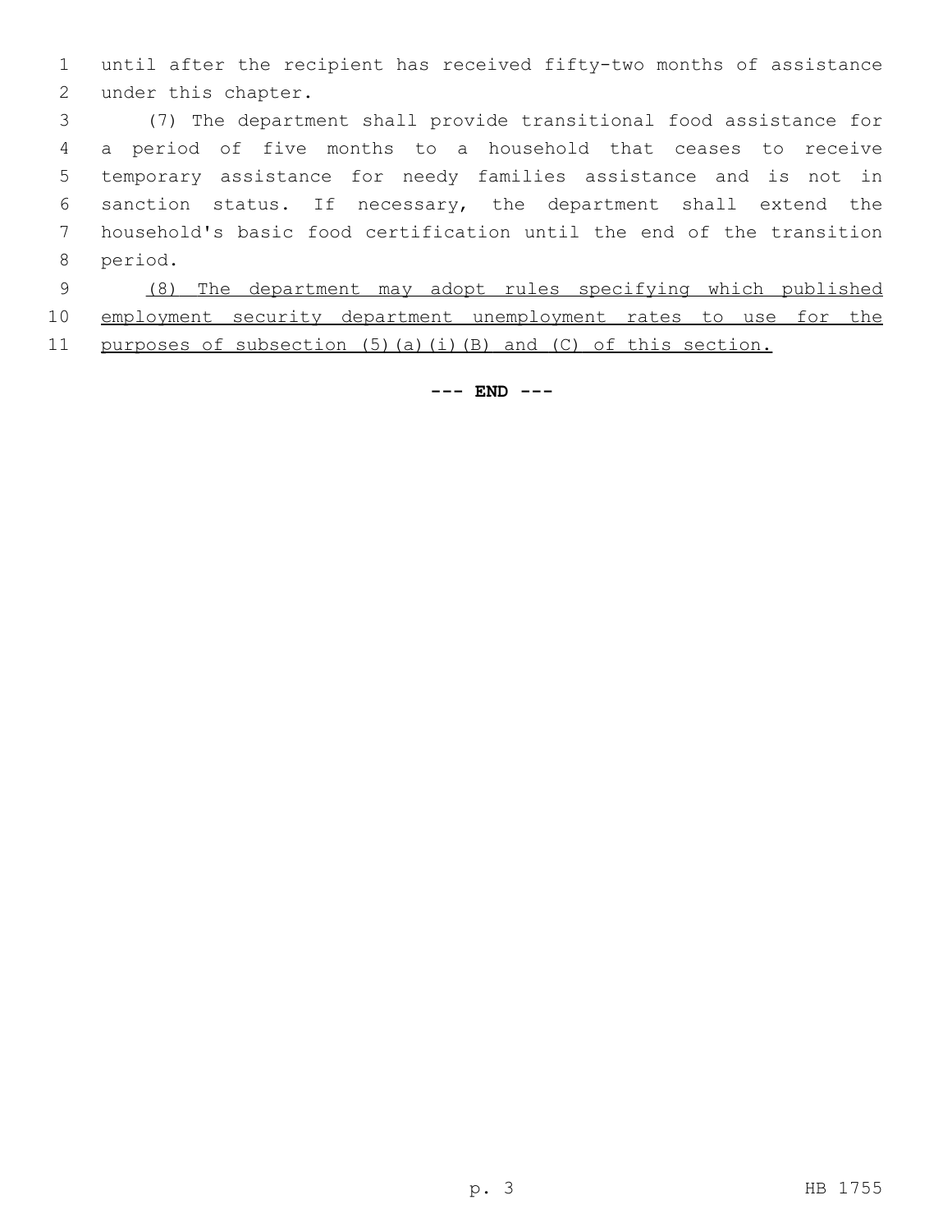until after the recipient has received fifty-two months of assistance under this chapter.

(7) The department shall provide transitional food assistance for a period of five months to a household that ceases to receive temporary assistance for needy families assistance and is not in sanction status. If necessary, the department shall extend the household's basic food certification until the end of the transition period.

<u>(8) The department may adopt rules specifying which published employment security department unemployment rates to use for the purposes of subsection (5)(a)(i)(B) and (C) of this section.</u>

**--- END ---**